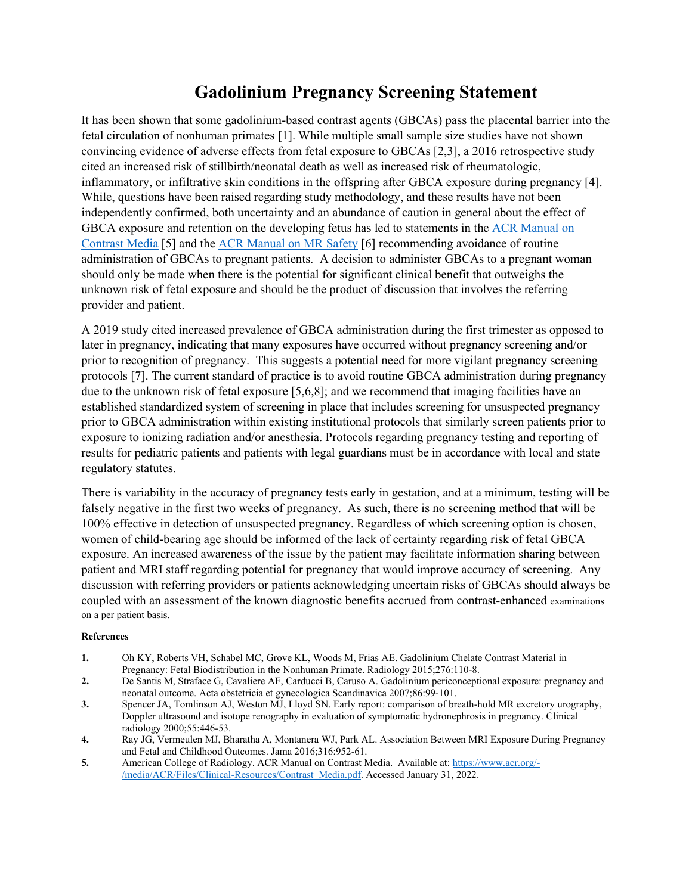# Gadolinium Pregnancy Screening Statement

It has been shown that some gadolinium-based contrast agents (GBCAs) pass the placental barrier into the fetal circulation of nonhuman primates [1]. While multiple small sample size studies have not shown convincing evidence of adverse effects from fetal exposure to GBCAs [2,3], a 2016 retrospective study cited an increased risk of stillbirth/neonatal death as well as increased risk of rheumatologic, inflammatory, or infiltrative skin conditions in the offspring after GBCA exposure during pregnancy [4]. While, questions have been raised regarding study methodology, and these results have not been independently confirmed, both uncertainty and an abundance of caution in general about the effect of GBCA exposure and retention on the developing fetus has led to statements in the [ACR Manual on Contrast Media](https://www.acr.org/-/media/ACR/Files/Clinical-Resources/Contrast_Media.pdf) [5] and the ACR Manual on MR Safety [6] recommending avoidance of routine administration of GBCAs to pregnant patients. A decision to administer GBCAs to a pregnant woman should only be made when there is the potential for significant clinical benefit that outweighs the unknown risk of fetal exposure and should be the product of discussion that involves the referring provider and patient.

A 2019 study cited increased prevalence of GBCA administration during the first trimester as opposed to later in pregnancy, indicating that many exposures have occurred without pregnancy screening and/or prior to recognition of pregnancy. This suggests a potential need for more vigilant pregnancy screening protocols [7]. The current standard of practice is to avoid routine GBCA administration during pregnancy due to the unknown risk of fetal exposure [5,6,8]; and we recommend that imaging facilities have an established standardized system of screening in place that includes screening for unsuspected pregnancy prior to GBCA administration within existing institutional protocols that similarly screen patients prior to exposure to ionizing radiation and/or anesthesia. Protocols regarding pregnancy testing and reporting of results for pediatric patients and patients with legal guardians must be in accordance with local and state regulatory statutes.

There is variability in the accuracy of pregnancy tests early in gestation, and at a minimum, testing will be falsely negative in the first two weeks of pregnancy. As such, there is no screening method that will be 100% effective in detection of unsuspected pregnancy. Regardless of which screening option is chosen, women of child-bearing age should be informed of the lack of certainty regarding risk of fetal GBCA exposure. An increased awareness of the issue by the patient may facilitate information sharing between patient and MRI staff regarding potential for pregnancy that would improve accuracy of screening. Any discussion with referring providers or patients acknowledging uncertain risks of GBCAs should always be coupled with an assessment of the known diagnostic benefits accrued from contrast-enhanced examinations on a per patient basis.

**References**

1. Oh KY, Roberts VH, Schabel MC, Grove KL, Woods M, Frias AE. Gadolinium Chelate Contrast Material in Pregnancy: Fetal Biodistribution in the Nonhuman Primate. Radiology 2015;276:110-8.
2. De Santis M, Straface G, Cavaliere AF, Carducci B, Caruso A. Gadolinium periconceptional exposure: pregnancy and neonatal outcome. Acta obstetricia et gynecologica Scandinavica 2007;86:99-101.
3. Spencer JA, Tomlinson AJ, Weston MJ, Lloyd SN. Early report: comparison of breath-hold MR excretory urography, Doppler ultrasound and isotope renography in evaluation of symptomatic hydronephrosis in pregnancy. Clinical radiology 2000;55:446-53.
4. Ray JG, Vermeulen MJ, Bharatha A, Montanera WJ, Park AL. Association Between MRI Exposure During Pregnancy and Fetal and Childhood Outcomes. Jama 2016;316:952-61.
5. American College of Radiology. ACR Manual on Contrast Media. Available at: https://www.acr.org/-/media/ACR/Files/Clinical-Resources/Contrast_Media.pdf. Accessed January 31, 2022.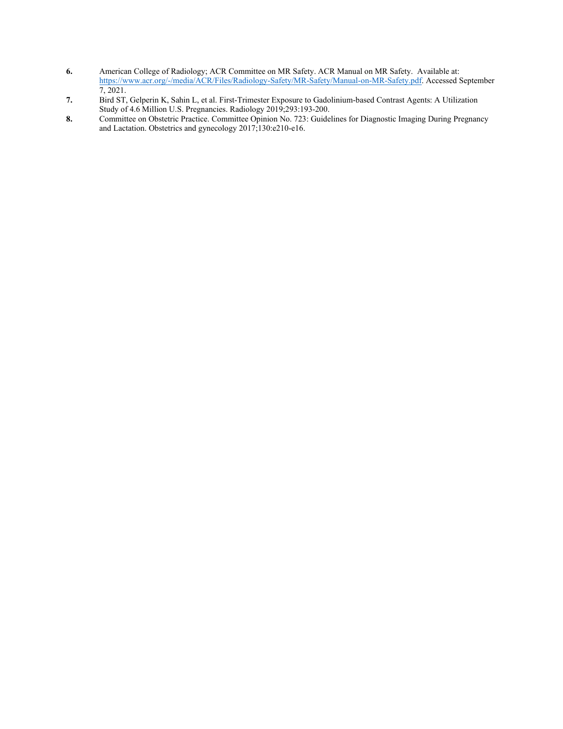6. American College of Radiology; ACR Committee on MR Safety. ACR Manual on MR Safety. Available at: [https://www.acr.org/-/media/ACR/Files/Radiology-Safety/MR-Safety/Manual-on-MR-Safety.pdf](https://www.acr.org/-/media/ACR/Files/Radiology-Safety/MR-Safety/Manual-on-MR-Safety.pdf). Accessed September 7, 2021.
7. Bird ST, Gelperin K, Sahin L, et al. First-Trimester Exposure to Gadolinium-based Contrast Agents: A Utilization Study of 4.6 Million U.S. Pregnancies. Radiology 2019;293:193-200.
8. Committee on Obstetric Practice. Committee Opinion No. 723: Guidelines for Diagnostic Imaging During Pregnancy and Lactation. Obstetrics and gynecology 2017;130:e210-e16.